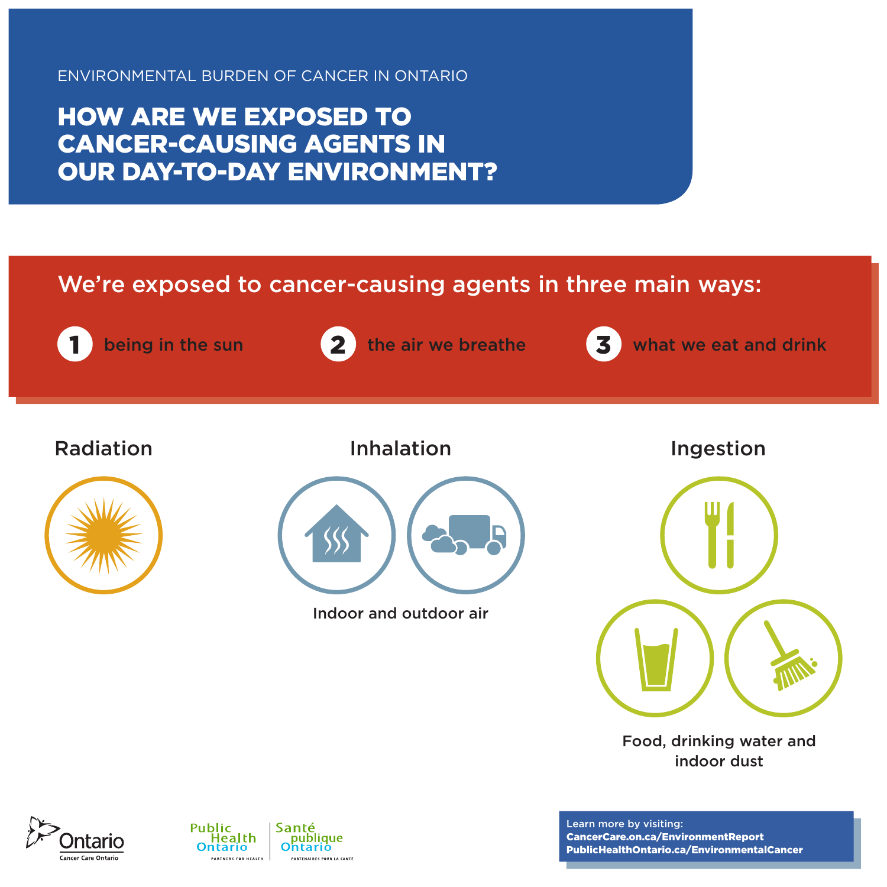ENVIRONMENTAL BURDEN OF CANCER IN ONTARIO

# HOW ARE WE EXPOSED TO CANCER-CAUSING AGENTS IN OUR DAY-TO-DAY ENVIRONMENT?

## We're exposed to cancer-causing agents in three main ways:

1. being in the sun
2. the air we breathe
3. what we eat and drink

### Radiation

### Inhalation

Indoor and outdoor air

### Ingestion

Food, drinking water and indoor dust

Ontario Cancer Care Ontario

Public Health Ontario PARTNERS FOR HEALTH | Santé publique Ontario PARTENAIRES POUR LA SANTÉ

Learn more by visiting:
**CancerCare.on.ca/EnvironmentReport**
**PublicHealthOntario.ca/EnvironmentalCancer**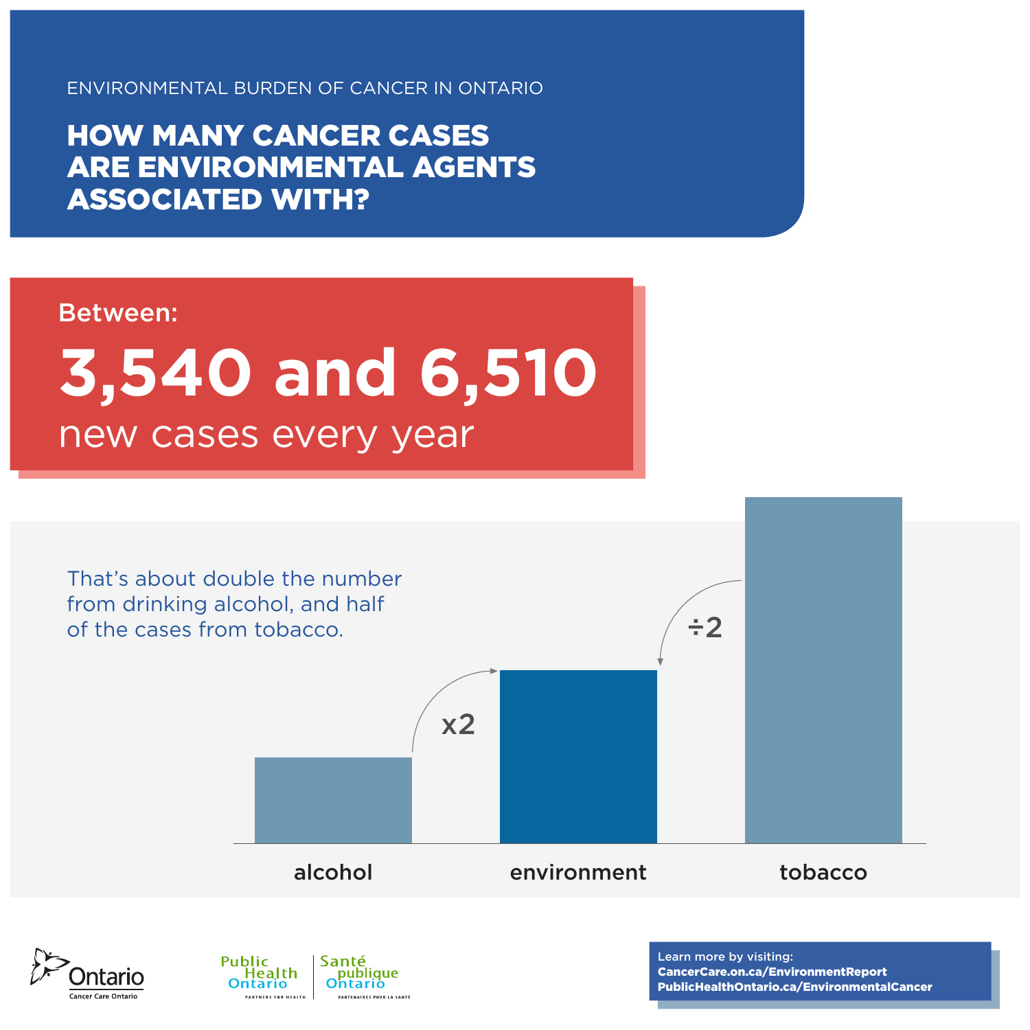ENVIRONMENTAL BURDEN OF CANCER IN ONTARIO

# HOW MANY CANCER CASES ARE ENVIRONMENTAL AGENTS ASSOCIATED WITH?

Between:

## 3,540 and 6,510

new cases every year

That's about double the number from drinking alcohol, and half of the cases from tobacco.

x2

÷2

alcohol

environment

tobacco

Ontario
Cancer Care Ontario

Public Health Ontario | Santé publique Ontario
PARTNERS FOR HEALTH | PARTENAIRES POUR LA SANTÉ

Learn more by visiting:
**CancerCare.on.ca/EnvironmentReport**
**PublicHealthOntario.ca/EnvironmentalCancer**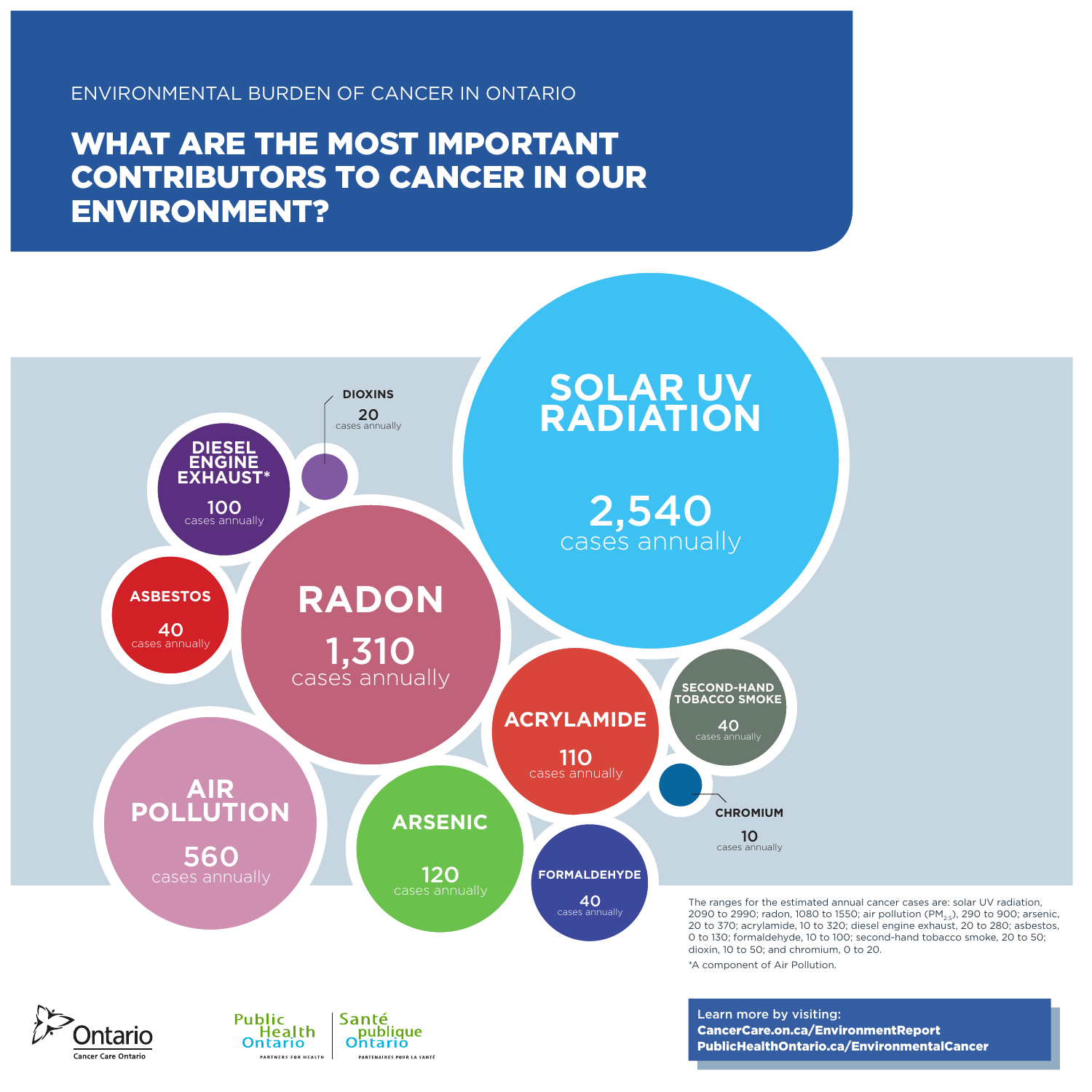ENVIRONMENTAL BURDEN OF CANCER IN ONTARIO

# WHAT ARE THE MOST IMPORTANT CONTRIBUTORS TO CANCER IN OUR ENVIRONMENT?

**SOLAR UV RADIATION**
2,540 cases annually

**RADON**
1,310 cases annually

**AIR POLLUTION**
560 cases annually

**ARSENIC**
120 cases annually

**ACRYLAMIDE**
110 cases annually

**DIESEL ENGINE EXHAUST***
100 cases annually

**ASBESTOS**
40 cases annually

**FORMALDEHYDE**
40 cases annually

**SECOND-HAND TOBACCO SMOKE**
40 cases annually

**DIOXINS**
20 cases annually

**CHROMIUM**
10 cases annually

The ranges for the estimated annual cancer cases are: solar UV radiation, 2090 to 2990; radon, 1080 to 1550; air pollution ($PM_{2.5}$), 290 to 900; arsenic, 20 to 370; acrylamide, 10 to 320; diesel engine exhaust, 20 to 280; asbestos, 0 to 130; formaldehyde, 10 to 100; second-hand tobacco smoke, 20 to 50; dioxin, 10 to 50; and chromium, 0 to 20.

*A component of Air Pollution.

Ontario — Cancer Care Ontario

Public Health Ontario — Partners for Health | Santé publique Ontario — Partenaires pour la santé

Learn more by visiting:
**CancerCare.on.ca/EnvironmentReport**
**PublicHealthOntario.ca/EnvironmentalCancer**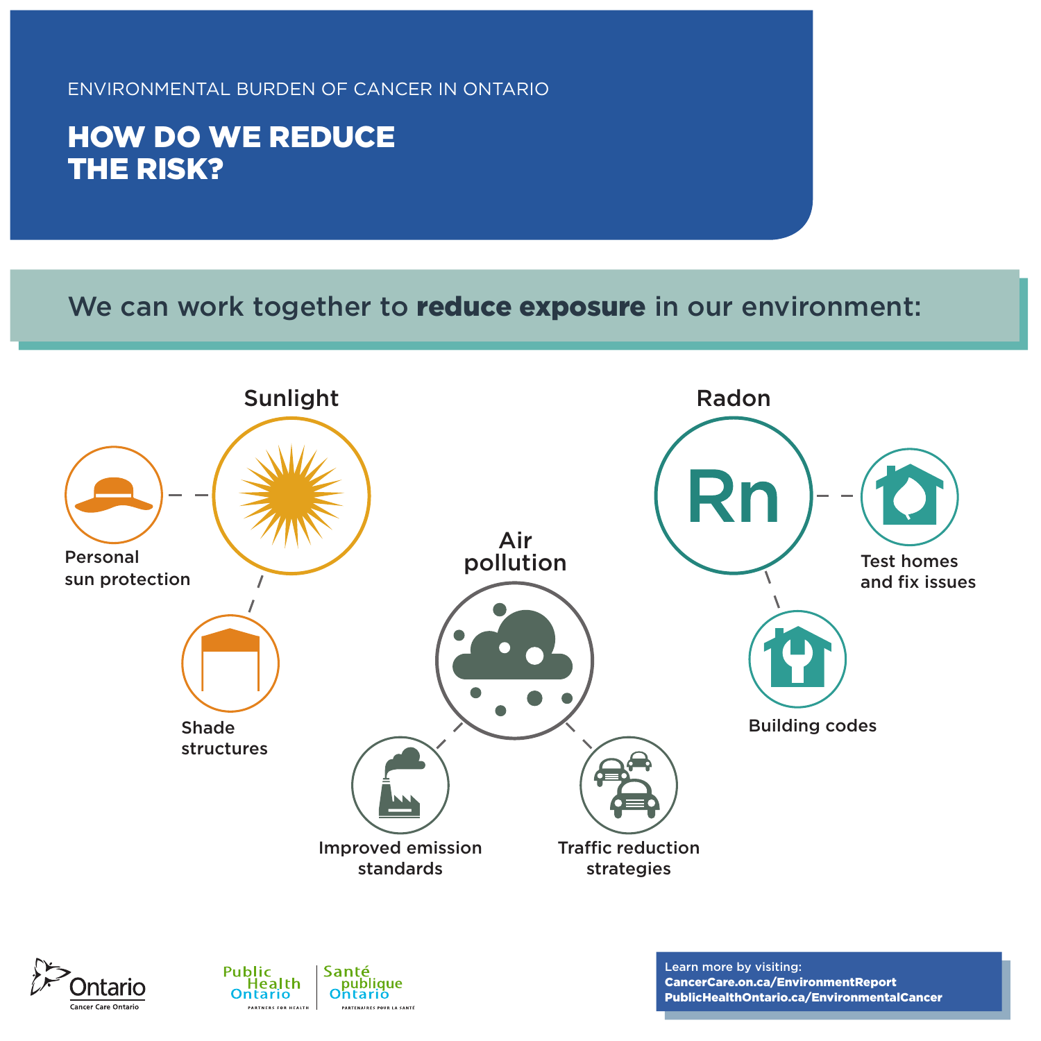ENVIRONMENTAL BURDEN OF CANCER IN ONTARIO

# HOW DO WE REDUCE THE RISK?

## We can work together to **reduce exposure** in our environment:

### Sunlight

- Personal sun protection
- Shade structures

### Air pollution

- Improved emission standards
- Traffic reduction strategies

### Radon

Rn

- Test homes and fix issues
- Building codes

Ontario
Cancer Care Ontario

Public Health Ontario
PARTNERS FOR HEALTH

Santé publique Ontario
PARTENAIRES POUR LA SANTÉ

Learn more by visiting:
**CancerCare.on.ca/EnvironmentReport**
**PublicHealthOntario.ca/EnvironmentalCancer**